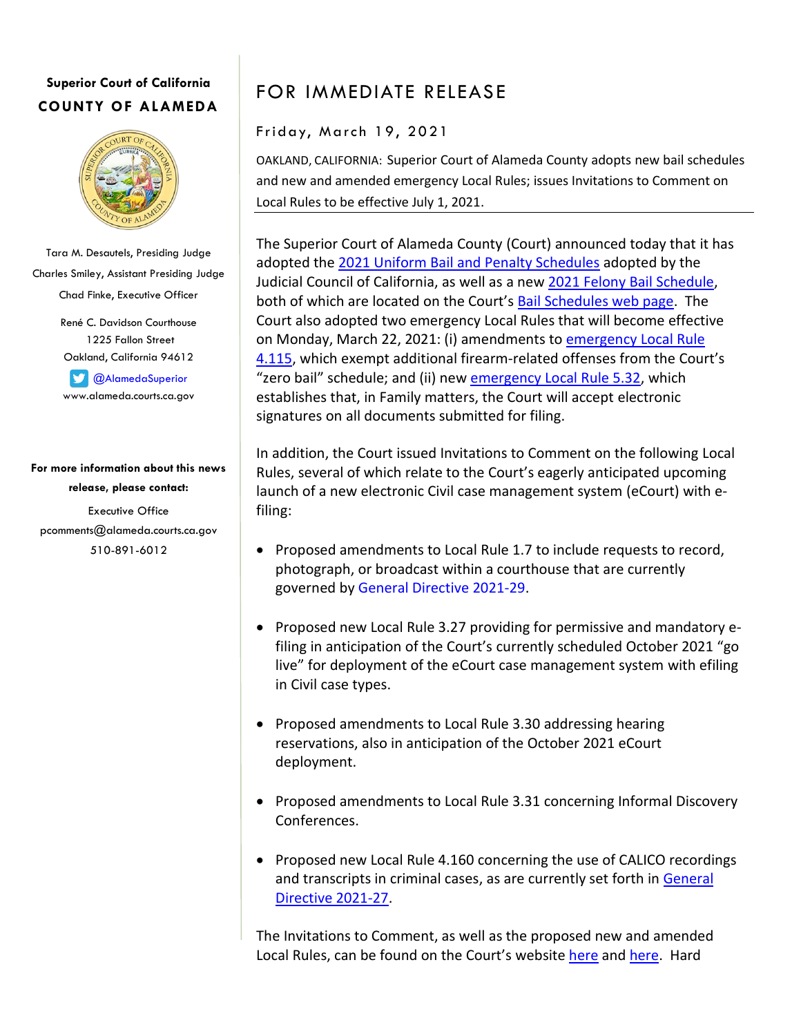**Superior Court of California**

**COUNTY OF ALAMEDA**

Tara M. Desautels, Presiding Judge

Charles Smiley, Assistant Presiding Judge

Chad Finke, Executive Officer

René C. Davidson Courthouse
1225 Fallon Street
Oakland, California 94612

@AlamedaSuperior
www.alameda.courts.ca.gov

**For more information about this news release, please contact:**

Executive Office
pcomments@alameda.courts.ca.gov
510-891-6012

# FOR IMMEDIATE RELEASE

Friday, March 19, 2021

OAKLAND, CALIFORNIA: Superior Court of Alameda County adopts new bail schedules and new and amended emergency Local Rules; issues Invitations to Comment on Local Rules to be effective July 1, 2021.

---

The Superior Court of Alameda County (Court) announced today that it has adopted the 2021 Uniform Bail and Penalty Schedules adopted by the Judicial Council of California, as well as a new 2021 Felony Bail Schedule, both of which are located on the Court's Bail Schedules web page. The Court also adopted two emergency Local Rules that will become effective on Monday, March 22, 2021: (i) amendments to emergency Local Rule 4.115, which exempt additional firearm-related offenses from the Court's "zero bail" schedule; and (ii) new emergency Local Rule 5.32, which establishes that, in Family matters, the Court will accept electronic signatures on all documents submitted for filing.

In addition, the Court issued Invitations to Comment on the following Local Rules, several of which relate to the Court's eagerly anticipated upcoming launch of a new electronic Civil case management system (eCourt) with e-filing:

- Proposed amendments to Local Rule 1.7 to include requests to record, photograph, or broadcast within a courthouse that are currently governed by General Directive 2021-29.

- Proposed new Local Rule 3.27 providing for permissive and mandatory e-filing in anticipation of the Court's currently scheduled October 2021 "go live" for deployment of the eCourt case management system with efiling in Civil case types.

- Proposed amendments to Local Rule 3.30 addressing hearing reservations, also in anticipation of the October 2021 eCourt deployment.

- Proposed amendments to Local Rule 3.31 concerning Informal Discovery Conferences.

- Proposed new Local Rule 4.160 concerning the use of CALICO recordings and transcripts in criminal cases, as are currently set forth in General Directive 2021-27.

The Invitations to Comment, as well as the proposed new and amended Local Rules, can be found on the Court's website here and here. Hard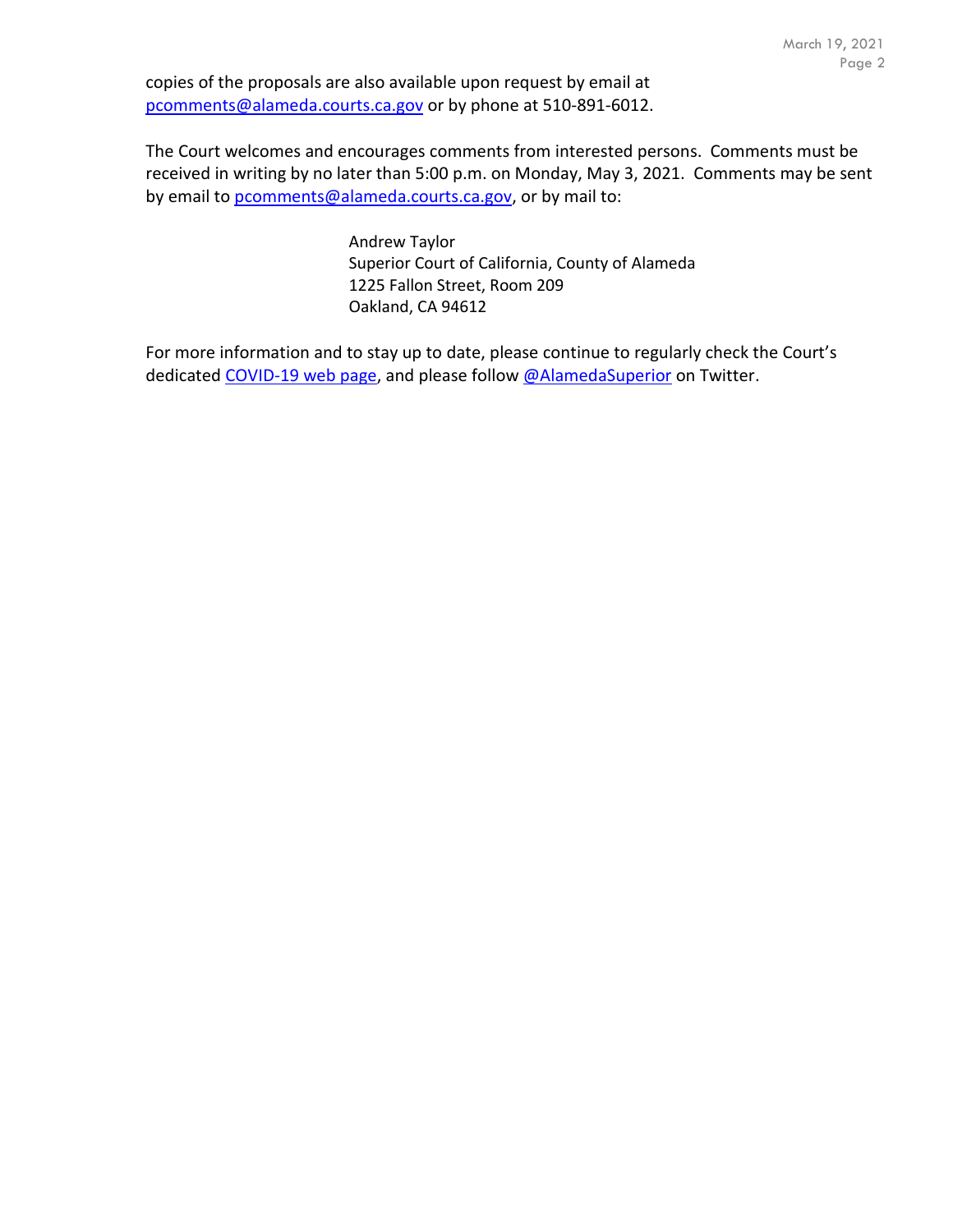copies of the proposals are also available upon request by email at pcomments@alameda.courts.ca.gov or by phone at 510-891-6012.

The Court welcomes and encourages comments from interested persons. Comments must be received in writing by no later than 5:00 p.m. on Monday, May 3, 2021. Comments may be sent by email to pcomments@alameda.courts.ca.gov, or by mail to:

Andrew Taylor
Superior Court of California, County of Alameda
1225 Fallon Street, Room 209
Oakland, CA 94612

For more information and to stay up to date, please continue to regularly check the Court's dedicated COVID-19 web page, and please follow @AlamedaSuperior on Twitter.